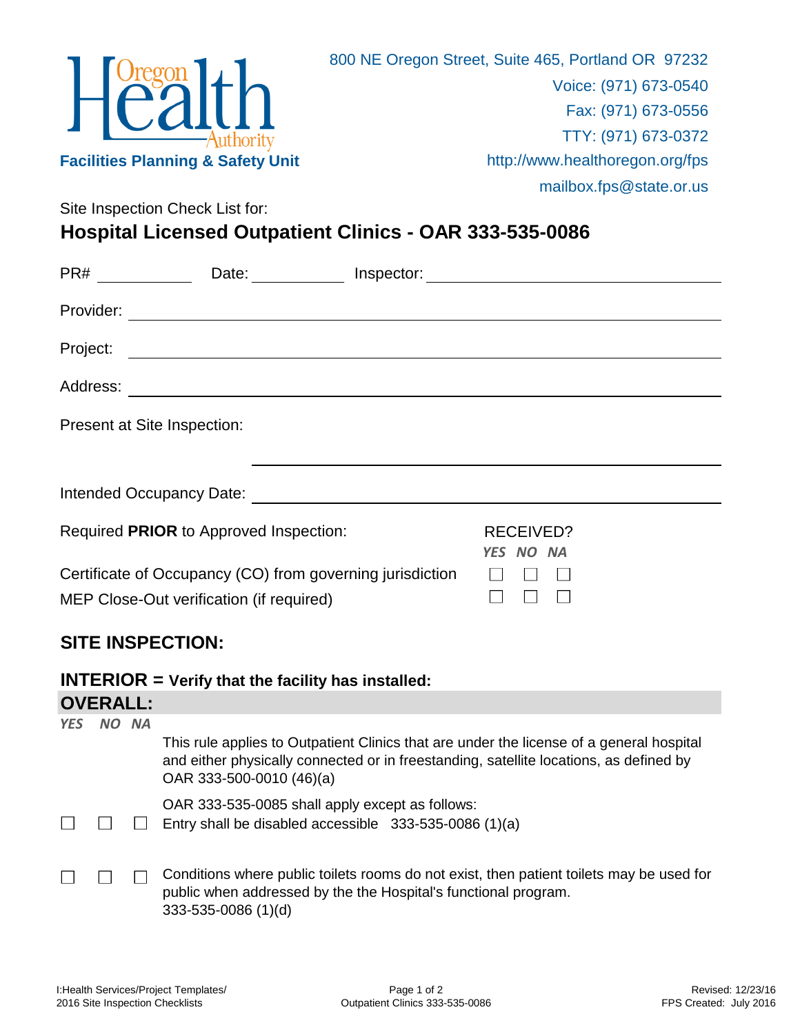Oregon Health Authority

**Facilities Planning & Safety Unit**

800 NE Oregon Street, Suite 465, Portland OR 97232
Voice: (971) 673-0540
Fax: (971) 673-0556
TTY: (971) 673-0372
http://www.healthoregon.org/fps
mailbox.fps@state.or.us

Site Inspection Check List for:

## Hospital Licensed Outpatient Clinics - OAR 333-535-0086

PR# ____________ Date: ____________ Inspector: ______________________________

Provider: ______________________________________________________________

Project: _______________________________________________________________

Address: _______________________________________________________________

Present at Site Inspection:

_______________________________________________

Intended Occupancy Date: ______________________________________________

| Required **PRIOR** to Approved Inspection: | RECEIVED? *YES* | *NO* | *NA* |
|---|---|---|---|
| Certificate of Occupancy (CO) from governing jurisdiction | ☐ | ☐ | ☐ |
| MEP Close-Out verification (if required) | ☐ | ☐ | ☐ |

## SITE INSPECTION:

### INTERIOR = Verify that the facility has installed:

### OVERALL:

| *YES* | *NO* | *NA* | |
|---|---|---|---|
| | | | This rule applies to Outpatient Clinics that are under the license of a general hospital and either physically connected or in freestanding, satellite locations, as defined by OAR 333-500-0010 (46)(a) |
| ☐ | ☐ | ☐ | OAR 333-535-0085 shall apply except as follows: Entry shall be disabled accessible 333-535-0086 (1)(a) |
| ☐ | ☐ | ☐ | Conditions where public toilets rooms do not exist, then patient toilets may be used for public when addressed by the the Hospital's functional program. 333-535-0086 (1)(d) |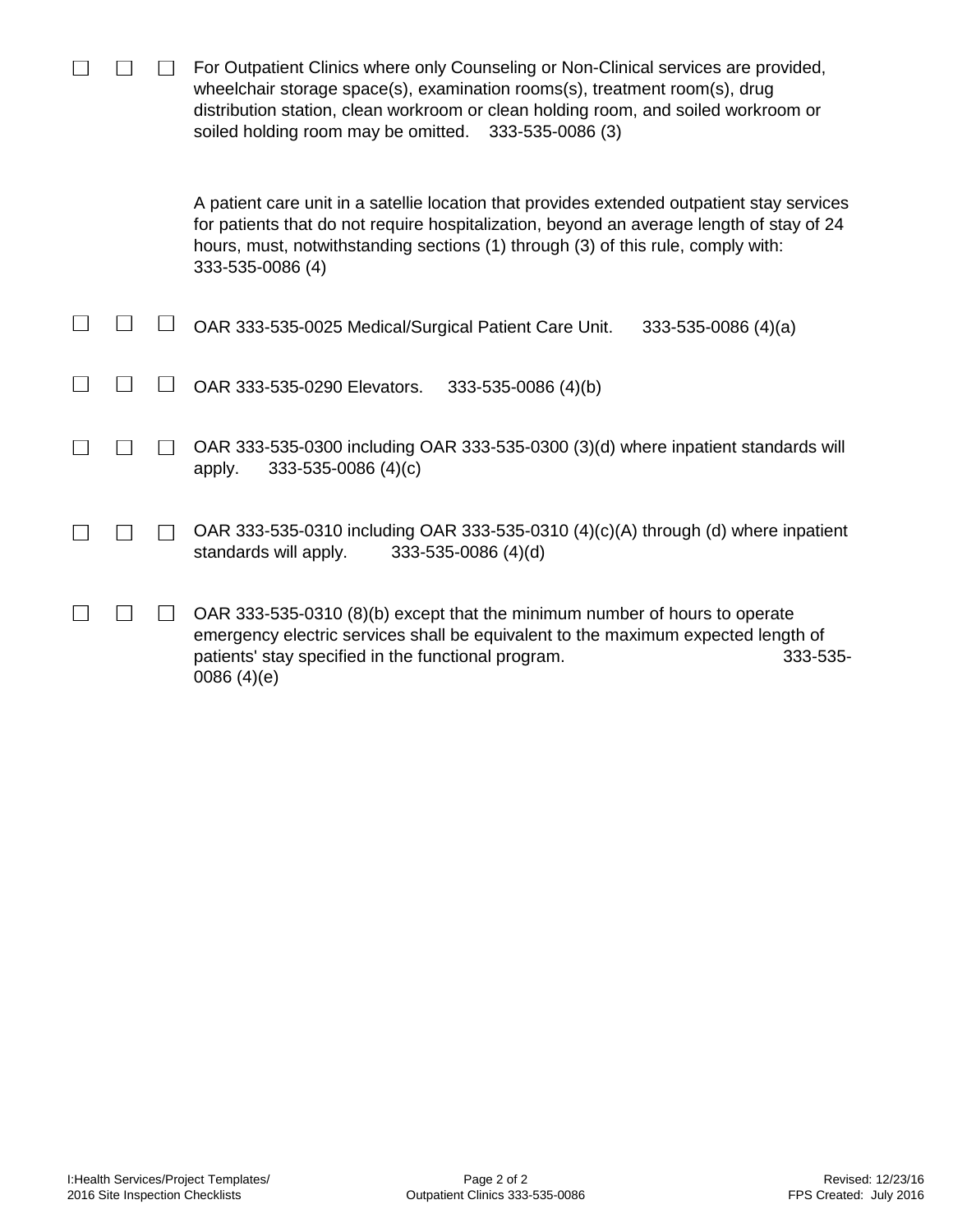☐ ☐ ☐ For Outpatient Clinics where only Counseling or Non-Clinical services are provided, wheelchair storage space(s), examination rooms(s), treatment room(s), drug distribution station, clean workroom or clean holding room, and soiled workroom or soiled holding room may be omitted. 333-535-0086 (3)

A patient care unit in a satellie location that provides extended outpatient stay services for patients that do not require hospitalization, beyond an average length of stay of 24 hours, must, notwithstanding sections (1) through (3) of this rule, comply with: 333-535-0086 (4)

☐ ☐ ☐ OAR 333-535-0025 Medical/Surgical Patient Care Unit. 333-535-0086 (4)(a)

☐ ☐ ☐ OAR 333-535-0290 Elevators. 333-535-0086 (4)(b)

☐ ☐ ☐ OAR 333-535-0300 including OAR 333-535-0300 (3)(d) where inpatient standards will apply. 333-535-0086 (4)(c)

☐ ☐ ☐ OAR 333-535-0310 including OAR 333-535-0310 (4)(c)(A) through (d) where inpatient standards will apply. 333-535-0086 (4)(d)

☐ ☐ ☐ OAR 333-535-0310 (8)(b) except that the minimum number of hours to operate emergency electric services shall be equivalent to the maximum expected length of patients' stay specified in the functional program. 333-535-0086 (4)(e)